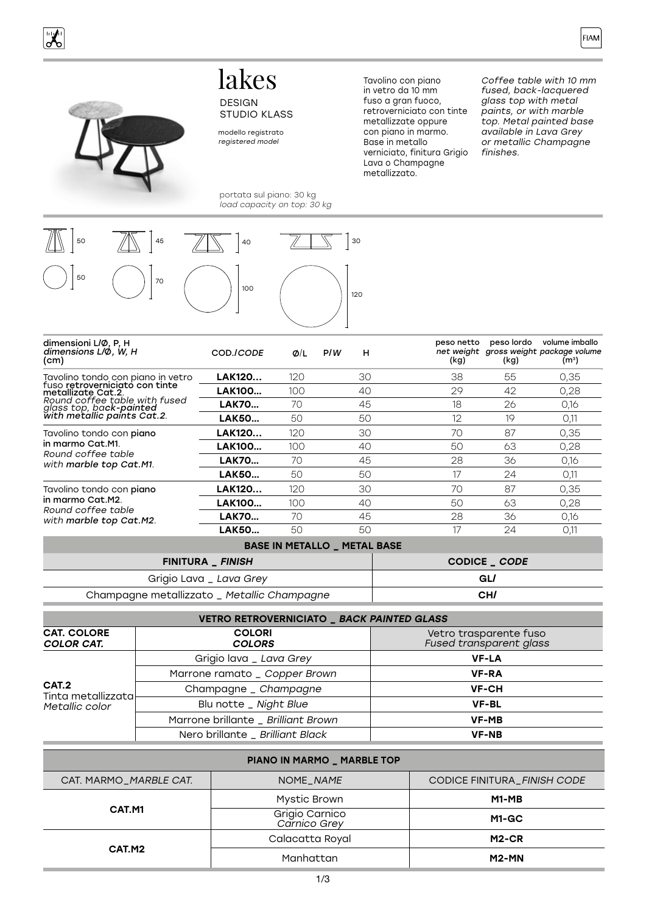# lakes

DESIGN
STUDIO KLASS

modello registrato
*registered model*

portata sul piano: 30 kg
*load capacity on top: 30 kg*

Tavolino con piano in vetro da 10 mm fuso a gran fuoco, retroverniciato con tinte metallizzate oppure con piano in marmo. Base in metallo verniciato, finitura Grigio Lava o Champagne metallizzato.

*Coffee table with 10 mm fused, back-lacquered glass top with metal paints, or with marble top. Metal painted base available in Lava Grey or metallic Champagne finishes.*

50 / 45 / 40 / 30

50 / 70 / 100 / 120

| dimensioni L/Ø, P, H *dimensions L/Ø, W, H* (cm) | COD./*CODE* | Ø/L | P/*W* | H | peso netto *net weight* (kg) | peso lordo *gross weight* (kg) | volume imballo *package volume* (m³) |
|---|---|---|---|---|---|---|---|
| Tavolino tondo con piano in vetro fuso **retroverniciato con tinte metallizzate Cat.2**. *Round coffee table with fused glass top, back-painted with metallic paints Cat.2.* | **LAK120...** | 120 | | 30 | 38 | 55 | 0,35 |
| | **LAK100...** | 100 | | 40 | 29 | 42 | 0,28 |
| | **LAK70...** | 70 | | 45 | 18 | 26 | 0,16 |
| | **LAK50...** | 50 | | 50 | 12 | 19 | 0,11 |
| Tavolino tondo con **piano in marmo** Cat.M1. *Round coffee table with **marble top** Cat.M1.* | **LAK120...** | 120 | | 30 | 70 | 87 | 0,35 |
| | **LAK100...** | 100 | | 40 | 50 | 63 | 0,28 |
| | **LAK70...** | 70 | | 45 | 28 | 36 | 0,16 |
| | **LAK50...** | 50 | | 50 | 17 | 24 | 0,11 |
| Tavolino tondo con **piano in marmo** Cat.M2. *Round coffee table with **marble top** Cat.M2.* | **LAK120...** | 120 | | 30 | 70 | 87 | 0,35 |
| | **LAK100...** | 100 | | 40 | 50 | 63 | 0,28 |
| | **LAK70...** | 70 | | 45 | 28 | 36 | 0,16 |
| | **LAK50...** | 50 | | 50 | 17 | 24 | 0,11 |

| BASE IN METALLO _ METAL BASE | |
|---|---|
| **FINITURA _ *FINISH*** | **CODICE _ *CODE*** |
| Grigio Lava _ *Lava Grey* | **GL/** |
| Champagne metallizzato _ *Metallic Champagne* | **CH/** |

| VETRO RETROVERNICIATO _ *BACK PAINTED GLASS* | | |
|---|---|---|
| **CAT. COLORE** ***COLOR CAT.*** | **COLORI** ***COLORS*** | Vetro trasparente fuso *Fused transparent glass* |
| **CAT.2** Tinta metallizzata *Metallic color* | Grigio lava _ *Lava Grey* | **VF-LA** |
| | Marrone ramato _ *Copper Brown* | **VF-RA** |
| | Champagne _ *Champagne* | **VF-CH** |
| | Blu notte _ *Night Blue* | **VF-BL** |
| | Marrone brillante _ *Brilliant Brown* | **VF-MB** |
| | Nero brillante _ *Brilliant Black* | **VF-NB** |

| PIANO IN MARMO _ MARBLE TOP | | |
|---|---|---|
| CAT. MARMO_*MARBLE CAT.* | NOME_*NAME* | CODICE FINITURA_*FINISH CODE* |
| **CAT.M1** | Mystic Brown | **M1-MB** |
| | Grigio Carnico *Carnico Grey* | **M1-GC** |
| **CAT.M2** | Calacatta Royal | **M2-CR** |
| | Manhattan | **M2-MN** |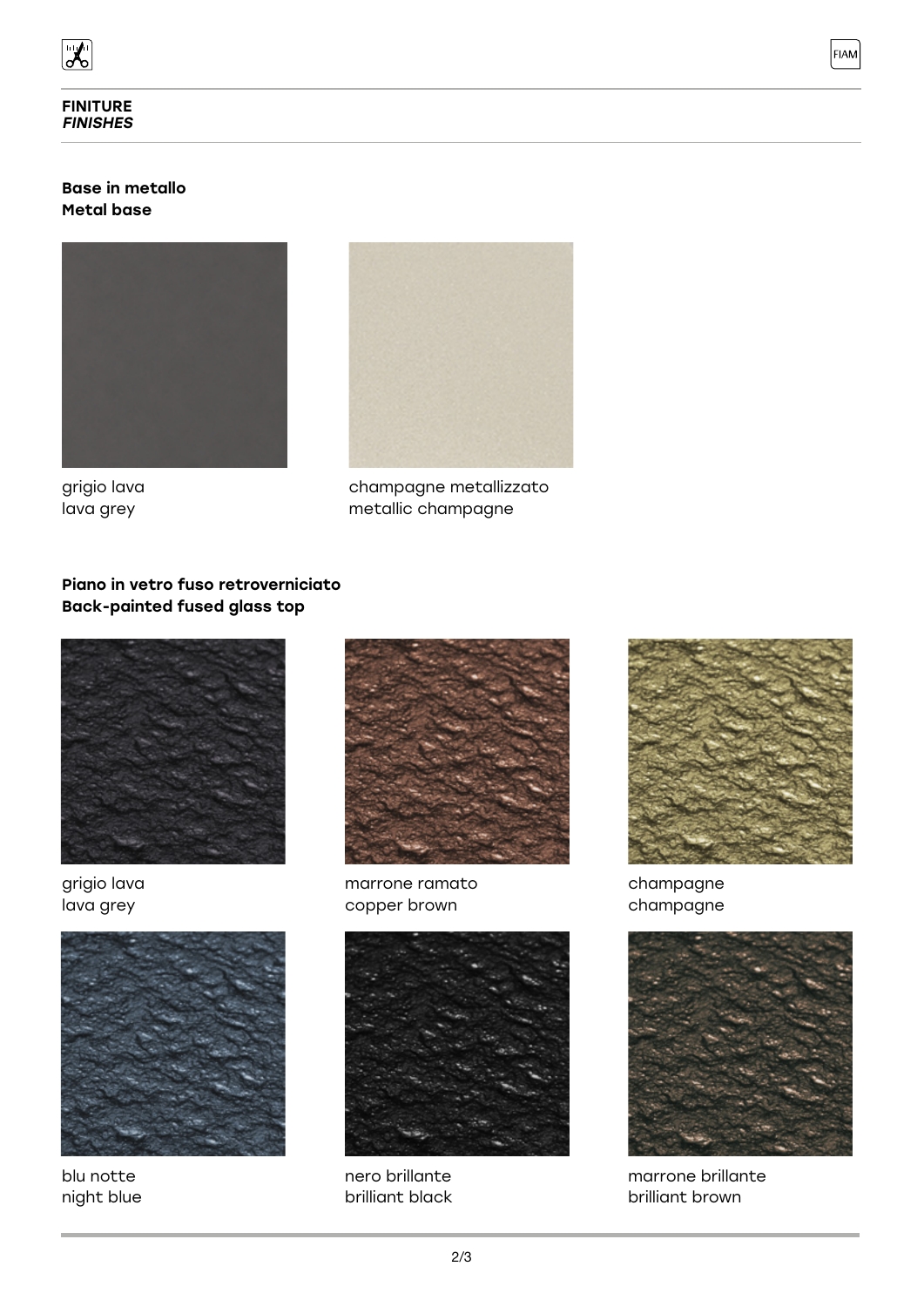## FINITURE
## *FINISHES*

**Base in metallo**
**Metal base**

grigio lava
lava grey

champagne metallizzato
metallic champagne

**Piano in vetro fuso retroverniciato**
**Back-painted fused glass top**

grigio lava
lava grey

marrone ramato
copper brown

champagne
champagne

blu notte
night blue

nero brillante
brilliant black

marrone brillante
brilliant brown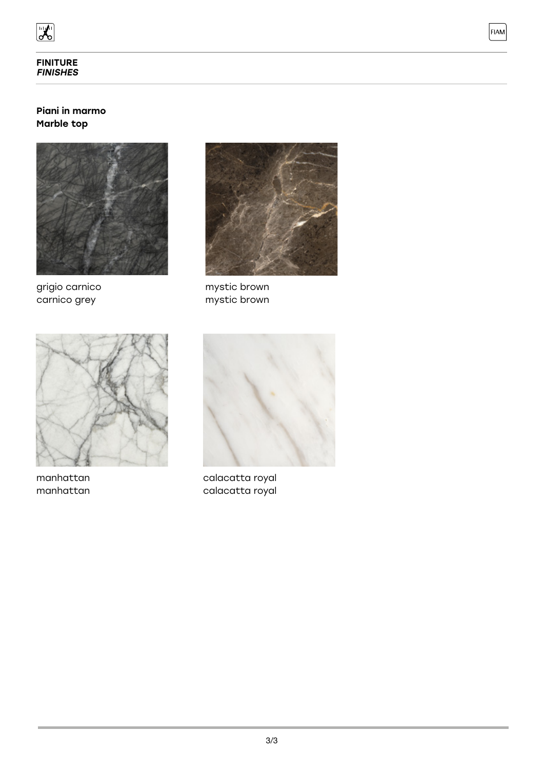**FINITURE**
***FINISHES***

**Piani in marmo**
**Marble top**

grigio carnico
carnico grey

mystic brown
mystic brown

manhattan
manhattan

calacatta royal
calacatta royal